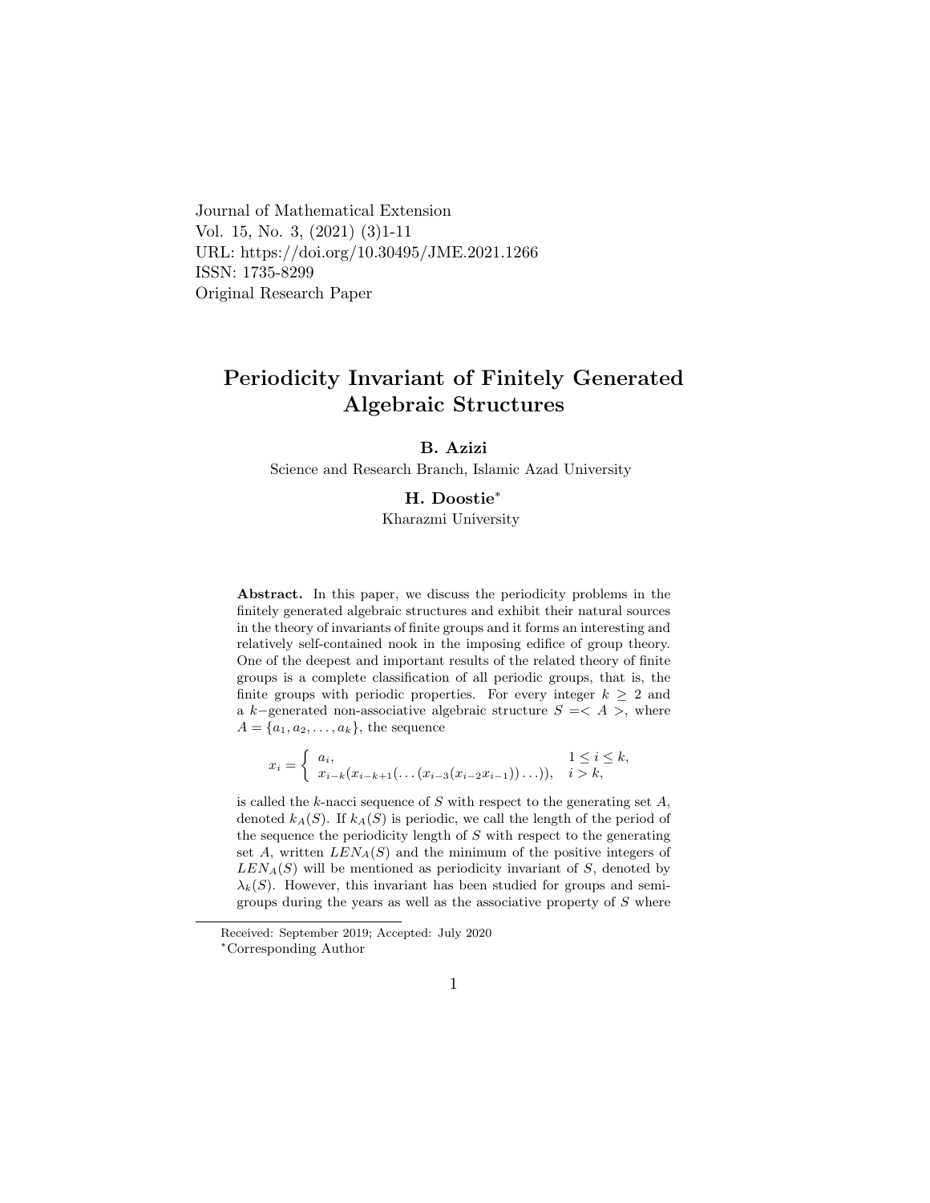Journal of Mathematical Extension
Vol. 15, No. 3, (2021) (3)1-11
URL: https://doi.org/10.30495/JME.2021.1266
ISSN: 1735-8299
Original Research Paper

# Periodicity Invariant of Finitely Generated Algebraic Structures

**B. Azizi**
Science and Research Branch, Islamic Azad University

**H. Doostie**[*]
Kharazmi University

**Abstract.** In this paper, we discuss the periodicity problems in the finitely generated algebraic structures and exhibit their natural sources in the theory of invariants of finite groups and it forms an interesting and relatively self-contained nook in the imposing edifice of group theory. One of the deepest and important results of the related theory of finite groups is a complete classification of all periodic groups, that is, the finite groups with periodic properties. For every integer $k \geq 2$ and a $k-$generated non-associative algebraic structure $S =< A >$, where $A = \{a_1, a_2, \ldots, a_k\}$, the sequence

$$x_i = \begin{cases} a_i, & 1 \leq i \leq k, \\ x_{i-k}(x_{i-k+1}(\ldots(x_{i-3}(x_{i-2}x_{i-1}))\ldots)), & i > k, \end{cases}$$

is called the $k$-nacci sequence of $S$ with respect to the generating set $A$, denoted $k_A(S)$. If $k_A(S)$ is periodic, we call the length of the period of the sequence the periodicity length of $S$ with respect to the generating set $A$, written $LEN_A(S)$ and the minimum of the positive integers of $LEN_A(S)$ will be mentioned as periodicity invariant of $S$, denoted by $\lambda_k(S)$. However, this invariant has been studied for groups and semigroups during the years as well as the associative property of $S$ where

Received: September 2019; Accepted: July 2020
[*]Corresponding Author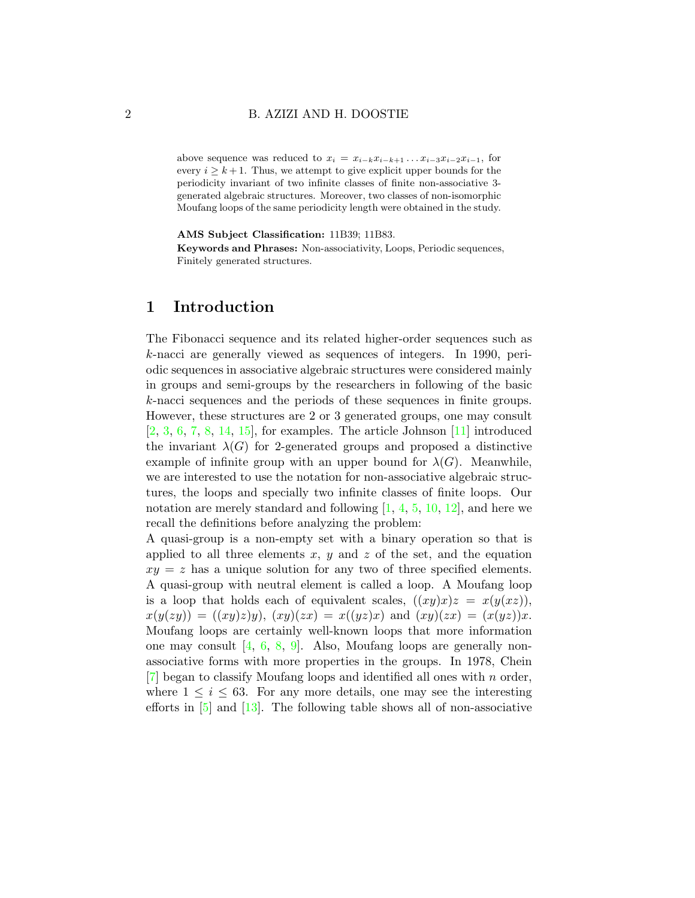above sequence was reduced to $x_i = x_{i-k}x_{i-k+1}\dots x_{i-3}x_{i-2}x_{i-1}$, for every $i \geq k+1$. Thus, we attempt to give explicit upper bounds for the periodicity invariant of two infinite classes of finite non-associative 3-generated algebraic structures. Moreover, two classes of non-isomorphic Moufang loops of the same periodicity length were obtained in the study.

**AMS Subject Classification:** 11B39; 11B83.
**Keywords and Phrases:** Non-associativity, Loops, Periodic sequences, Finitely generated structures.

## 1 Introduction

The Fibonacci sequence and its related higher-order sequences such as $k$-nacci are generally viewed as sequences of integers. In 1990, periodic sequences in associative algebraic structures were considered mainly in groups and semi-groups by the researchers in following of the basic $k$-nacci sequences and the periods of these sequences in finite groups. However, these structures are 2 or 3 generated groups, one may consult [2, 3, 6, 7, 8, 14, 15], for examples. The article Johnson [11] introduced the invariant $\lambda(G)$ for 2-generated groups and proposed a distinctive example of infinite group with an upper bound for $\lambda(G)$. Meanwhile, we are interested to use the notation for non-associative algebraic structures, the loops and specially two infinite classes of finite loops. Our notation are merely standard and following [1, 4, 5, 10, 12], and here we recall the definitions before analyzing the problem:
A quasi-group is a non-empty set with a binary operation so that is applied to all three elements $x$, $y$ and $z$ of the set, and the equation $xy = z$ has a unique solution for any two of three specified elements. A quasi-group with neutral element is called a loop. A Moufang loop is a loop that holds each of equivalent scales, $((xy)x)z = x(y(xz))$, $x(y(zy)) = ((xy)z)y)$, $(xy)(zx) = x((yz)x)$ and $(xy)(zx) = (x(yz))x$. Moufang loops are certainly well-known loops that more information one may consult [4, 6, 8, 9]. Also, Moufang loops are generally non-associative forms with more properties in the groups. In 1978, Chein [7] began to classify Moufang loops and identified all ones with $n$ order, where $1 \leq i \leq 63$. For any more details, one may see the interesting efforts in [5] and [13]. The following table shows all of non-associative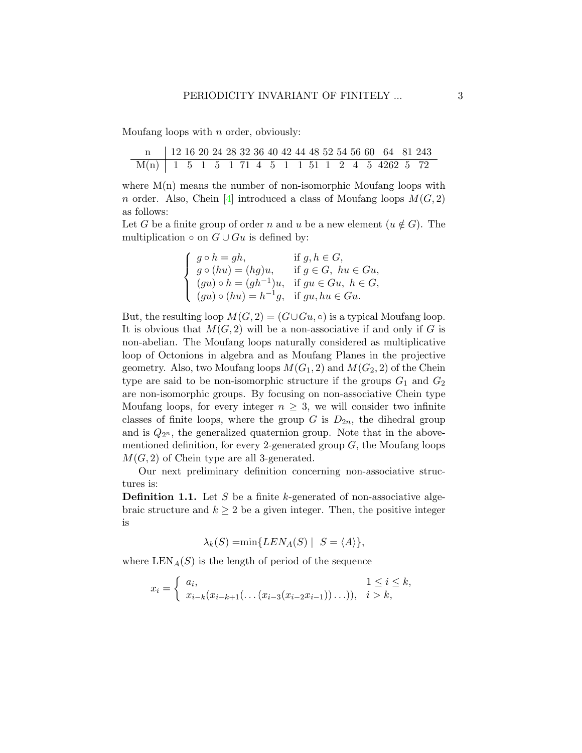Moufang loops with $n$ order, obviously:

| n | 12 | 16 | 20 | 24 | 28 | 32 | 36 | 40 | 42 | 44 | 48 | 52 | 54 | 56 | 60 | 64 | 81 | 243 |
|---|---|---|---|---|---|---|---|---|---|---|---|---|---|---|---|---|---|---|
| M(n) | 1 | 5 | 1 | 5 | 1 | 71 | 4 | 5 | 1 | 1 | 51 | 1 | 2 | 4 | 5 | 4262 | 5 | 72 |

where M(n) means the number of non-isomorphic Moufang loops with $n$ order. Also, Chein [4] introduced a class of Moufang loops $M(G,2)$ as follows:
Let $G$ be a finite group of order $n$ and $u$ be a new element ($u \notin G$). The multiplication $\circ$ on $G \cup Gu$ is defined by:

$$\begin{cases} g \circ h = gh, & \text{if } g, h \in G, \\ g \circ (hu) = (hg)u, & \text{if } g \in G,\ hu \in Gu, \\ (gu) \circ h = (gh^{-1})u, & \text{if } gu \in Gu,\ h \in G, \\ (gu) \circ (hu) = h^{-1}g, & \text{if } gu, hu \in Gu. \end{cases}$$

But, the resulting loop $M(G,2) = (G \cup Gu, \circ)$ is a typical Moufang loop. It is obvious that $M(G,2)$ will be a non-associative if and only if $G$ is non-abelian. The Moufang loops naturally considered as multiplicative loop of Octonions in algebra and as Moufang Planes in the projective geometry. Also, two Moufang loops $M(G_1,2)$ and $M(G_2,2)$ of the Chein type are said to be non-isomorphic structure if the groups $G_1$ and $G_2$ are non-isomorphic groups. By focusing on non-associative Chein type Moufang loops, for every integer $n \geq 3$, we will consider two infinite classes of finite loops, where the group $G$ is $D_{2n}$, the dihedral group and is $Q_{2^n}$, the generalized quaternion group. Note that in the above-mentioned definition, for every 2-generated group $G$, the Moufang loops $M(G,2)$ of Chein type are all 3-generated.

Our next preliminary definition concerning non-associative structures is:

**Definition 1.1.** Let $S$ be a finite $k$-generated of non-associative algebraic structure and $k \geq 2$ be a given integer. Then, the positive integer is

$$\lambda_k(S) = \min\{LEN_A(S) \mid \ S = \langle A \rangle\},$$

where $\text{LEN}_A(S)$ is the length of period of the sequence

$$x_i = \begin{cases} a_i, & 1 \leq i \leq k, \\ x_{i-k}(x_{i-k+1}(\ldots(x_{i-3}(x_{i-2}x_{i-1}))\ldots)), & i > k, \end{cases}$$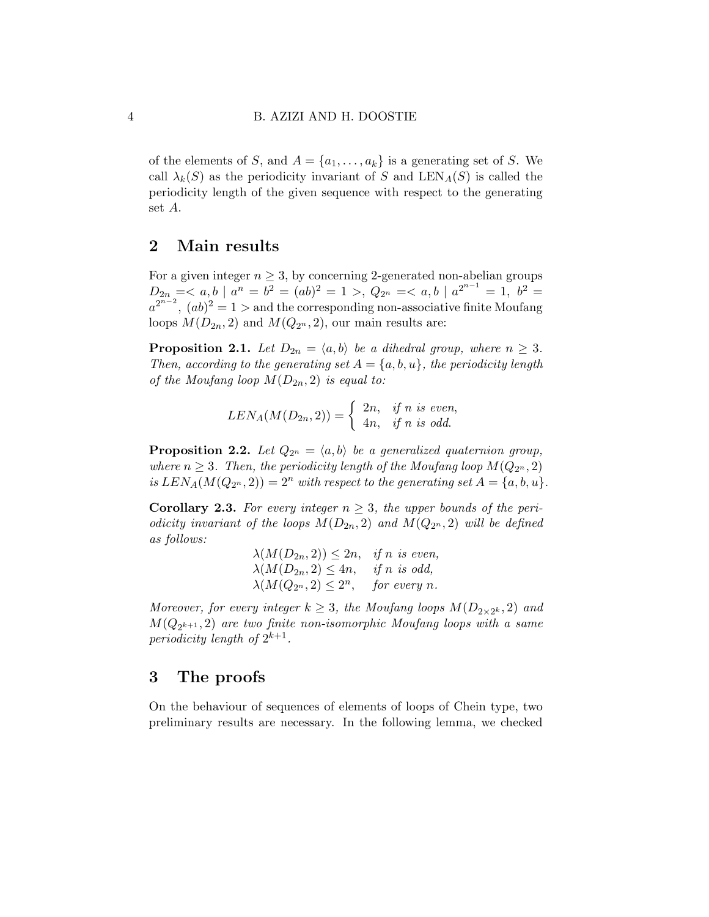of the elements of $S$, and $A = \{a_1, \ldots, a_k\}$ is a generating set of $S$. We call $\lambda_k(S)$ as the periodicity invariant of $S$ and $\mathrm{LEN}_A(S)$ is called the periodicity length of the given sequence with respect to the generating set $A$.

## 2 Main results

For a given integer $n \geq 3$, by concerning 2-generated non-abelian groups $D_{2n} =< a, b \mid a^n = b^2 = (ab)^2 = 1 >$, $Q_{2^n} =< a, b \mid a^{2^{n-1}} = 1,\ b^2 = a^{2^{n-2}},\ (ab)^2 = 1 >$ and the corresponding non-associative finite Moufang loops $M(D_{2n}, 2)$ and $M(Q_{2^n}, 2)$, our main results are:

**Proposition 2.1.** *Let $D_{2n} = \langle a, b\rangle$ be a dihedral group, where $n \geq 3$. Then, according to the generating set $A = \{a, b, u\}$, the periodicity length of the Moufang loop $M(D_{2n}, 2)$ is equal to:*

$$LEN_A(M(D_{2n}, 2)) = \begin{cases} 2n, & \text{if } n \text{ is even,} \\ 4n, & \text{if } n \text{ is odd.} \end{cases}$$

**Proposition 2.2.** *Let $Q_{2^n} = \langle a, b\rangle$ be a generalized quaternion group, where $n \geq 3$. Then, the periodicity length of the Moufang loop $M(Q_{2^n}, 2)$ is $LEN_A(M(Q_{2^n}, 2)) = 2^n$ with respect to the generating set $A = \{a, b, u\}$.*

**Corollary 2.3.** *For every integer $n \geq 3$, the upper bounds of the periodicity invariant of the loops $M(D_{2n}, 2)$ and $M(Q_{2^n}, 2)$ will be defined as follows:*

$$\begin{array}{ll} \lambda(M(D_{2n}, 2)) \leq 2n, & \text{if } n \text{ is even,} \\ \lambda(M(D_{2n}, 2) \leq 4n, & \text{if } n \text{ is odd,} \\ \lambda(M(Q_{2^n}, 2) \leq 2^n, & \text{for every } n. \end{array}$$

*Moreover, for every integer $k \geq 3$, the Moufang loops $M(D_{2 \times 2^k}, 2)$ and $M(Q_{2^{k+1}}, 2)$ are two finite non-isomorphic Moufang loops with a same periodicity length of $2^{k+1}$.*

## 3 The proofs

On the behaviour of sequences of elements of loops of Chein type, two preliminary results are necessary. In the following lemma, we checked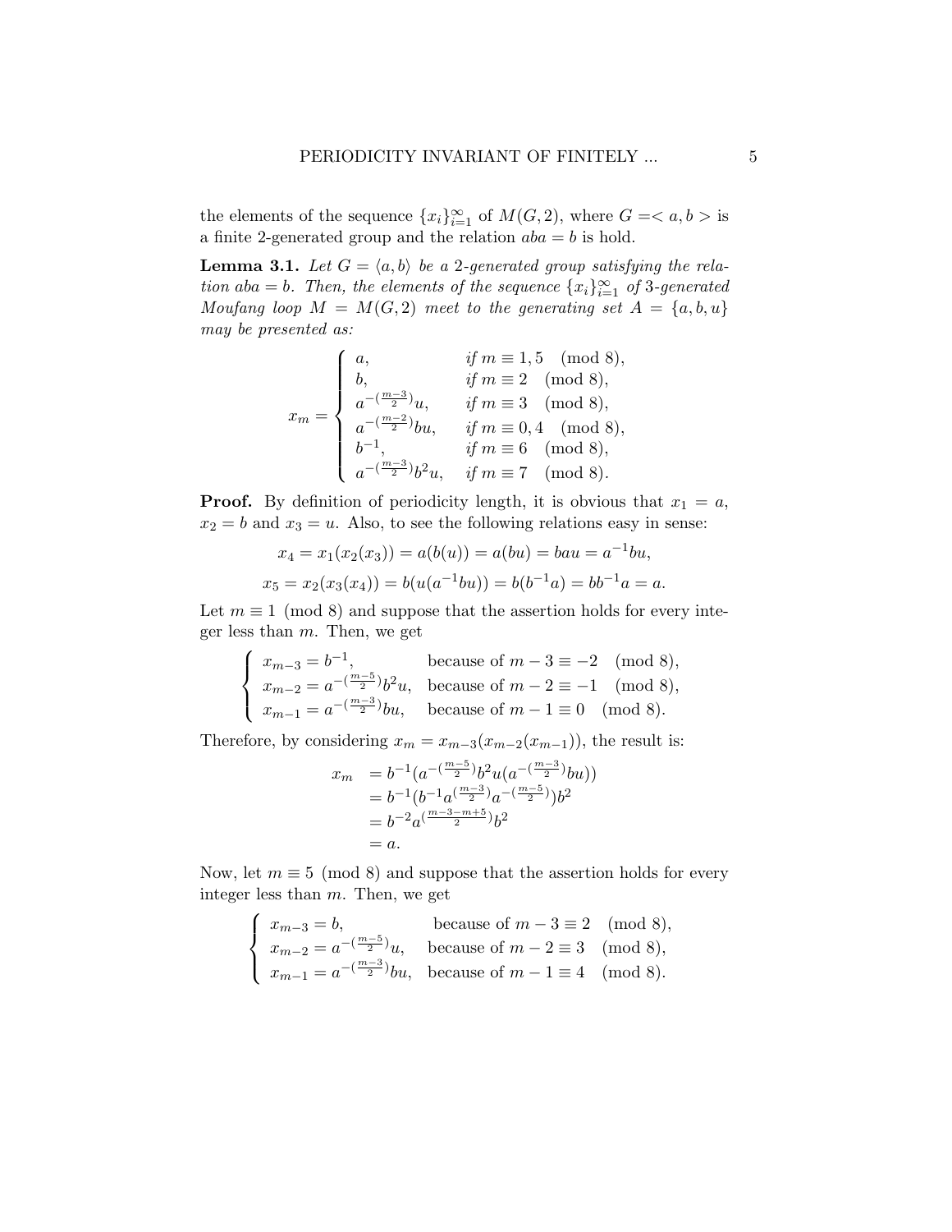the elements of the sequence $\{x_i\}_{i=1}^{\infty}$ of $M(G,2)$, where $G =< a, b >$ is a finite 2-generated group and the relation $aba = b$ is hold.

**Lemma 3.1.** *Let $G = \langle a, b\rangle$ be a 2-generated group satisfying the relation $aba = b$. Then, the elements of the sequence $\{x_i\}_{i=1}^{\infty}$ of 3-generated Moufang loop $M = M(G,2)$ meet to the generating set $A = \{a, b, u\}$ may be presented as:*

$$x_m = \begin{cases} a, & \text{if } m \equiv 1, 5 \pmod 8, \\ b, & \text{if } m \equiv 2 \pmod 8, \\ a^{-(\frac{m-3}{2})}u, & \text{if } m \equiv 3 \pmod 8, \\ a^{-(\frac{m-2}{2})}bu, & \text{if } m \equiv 0, 4 \pmod 8, \\ b^{-1}, & \text{if } m \equiv 6 \pmod 8, \\ a^{-(\frac{m-3}{2})}b^2u, & \text{if } m \equiv 7 \pmod 8. \end{cases}$$

**Proof.** By definition of periodicity length, it is obvious that $x_1 = a$, $x_2 = b$ and $x_3 = u$. Also, to see the following relations easy in sense:

$$x_4 = x_1(x_2(x_3)) = a(b(u)) = a(bu) = bau = a^{-1}bu,$$

$$x_5 = x_2(x_3(x_4)) = b(u(a^{-1}bu)) = b(b^{-1}a) = bb^{-1}a = a.$$

Let $m \equiv 1 \pmod 8$ and suppose that the assertion holds for every integer less than $m$. Then, we get

$$\begin{cases} x_{m-3} = b^{-1}, & \text{because of } m-3 \equiv -2 \pmod 8, \\ x_{m-2} = a^{-(\frac{m-5}{2})}b^2u, & \text{because of } m-2 \equiv -1 \pmod 8, \\ x_{m-1} = a^{-(\frac{m-3}{2})}bu, & \text{because of } m-1 \equiv 0 \pmod 8. \end{cases}$$

Therefore, by considering $x_m = x_{m-3}(x_{m-2}(x_{m-1}))$, the result is:

$$\begin{aligned} x_m &= b^{-1}(a^{-(\frac{m-5}{2})}b^2u(a^{-(\frac{m-3}{2})}bu)) \\ &= b^{-1}(b^{-1}a^{(\frac{m-3}{2})}a^{-(\frac{m-5}{2})})b^2 \\ &= b^{-2}a^{(\frac{m-3-m+5}{2})}b^2 \\ &= a. \end{aligned}$$

Now, let $m \equiv 5 \pmod 8$ and suppose that the assertion holds for every integer less than $m$. Then, we get

$$\begin{cases} x_{m-3} = b, & \text{because of } m-3 \equiv 2 \pmod 8, \\ x_{m-2} = a^{-(\frac{m-5}{2})}u, & \text{because of } m-2 \equiv 3 \pmod 8, \\ x_{m-1} = a^{-(\frac{m-3}{2})}bu, & \text{because of } m-1 \equiv 4 \pmod 8. \end{cases}$$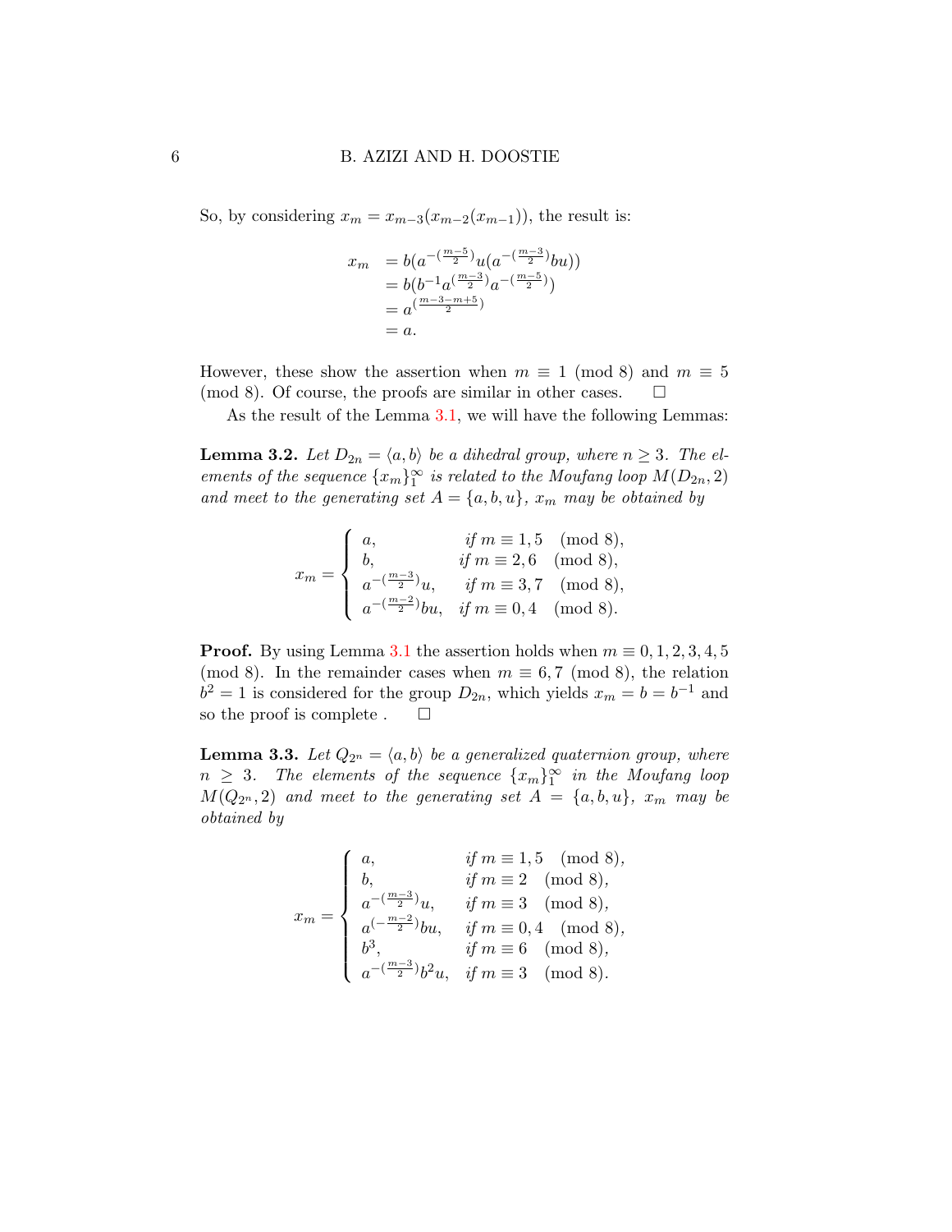So, by considering $x_m = x_{m-3}(x_{m-2}(x_{m-1}))$, the result is:

$$
\begin{aligned}
x_m &= b(a^{-(\frac{m-5}{2})}u(a^{-(\frac{m-3}{2})}bu)) \\
&= b(b^{-1}a^{(\frac{m-3}{2})}a^{-(\frac{m-5}{2})}) \\
&= a^{(\frac{m-3-m+5}{2})} \\
&= a.
\end{aligned}
$$

However, these show the assertion when $m \equiv 1 \pmod 8$ and $m \equiv 5 \pmod 8$. Of course, the proofs are similar in other cases. $\square$

As the result of the Lemma 3.1, we will have the following Lemmas:

**Lemma 3.2.** *Let $D_{2n} = \langle a, b\rangle$ be a dihedral group, where $n \geq 3$. The elements of the sequence $\{x_m\}_1^\infty$ is related to the Moufang loop $M(D_{2n}, 2)$ and meet to the generating set $A = \{a, b, u\}$, $x_m$ may be obtained by*

$$
x_m = \begin{cases}
a, & \text{if } m \equiv 1, 5 \pmod 8, \\
b, & \text{if } m \equiv 2, 6 \pmod 8, \\
a^{-(\frac{m-3}{2})}u, & \text{if } m \equiv 3, 7 \pmod 8, \\
a^{-(\frac{m-2}{2})}bu, & \text{if } m \equiv 0, 4 \pmod 8.
\end{cases}
$$

**Proof.** By using Lemma 3.1 the assertion holds when $m \equiv 0, 1, 2, 3, 4, 5 \pmod 8$. In the remainder cases when $m \equiv 6, 7 \pmod 8$, the relation $b^2 = 1$ is considered for the group $D_{2n}$, which yields $x_m = b = b^{-1}$ and so the proof is complete . $\square$

**Lemma 3.3.** *Let $Q_{2^n} = \langle a, b\rangle$ be a generalized quaternion group, where $n \geq 3$. The elements of the sequence $\{x_m\}_1^\infty$ in the Moufang loop $M(Q_{2^n}, 2)$ and meet to the generating set $A = \{a, b, u\}$, $x_m$ may be obtained by*

$$
x_m = \begin{cases}
a, & \text{if } m \equiv 1, 5 \pmod 8, \\
b, & \text{if } m \equiv 2 \pmod 8, \\
a^{-(\frac{m-3}{2})}u, & \text{if } m \equiv 3 \pmod 8, \\
a^{(-\frac{m-2}{2})}bu, & \text{if } m \equiv 0, 4 \pmod 8, \\
b^3, & \text{if } m \equiv 6 \pmod 8, \\
a^{-(\frac{m-3}{2})}b^2u, & \text{if } m \equiv 3 \pmod 8.
\end{cases}
$$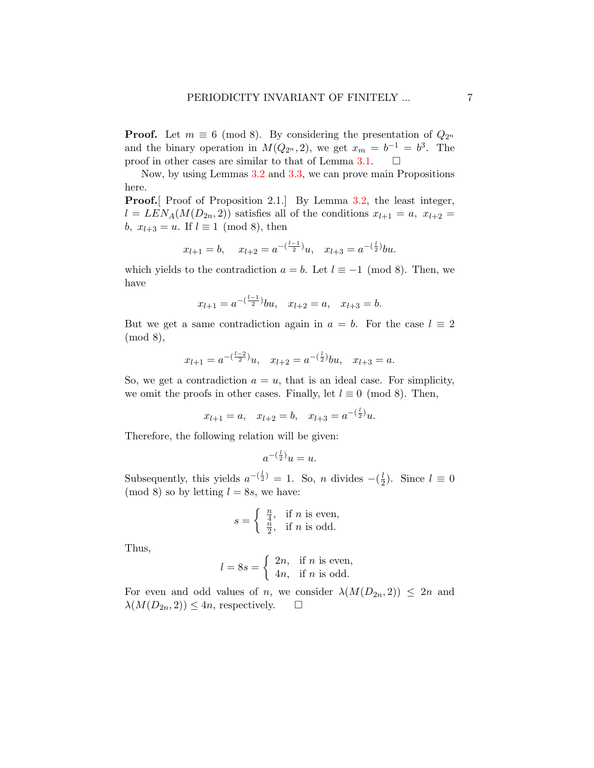**Proof.** Let $m \equiv 6 \pmod 8$. By considering the presentation of $Q_{2^n}$ and the binary operation in $M(Q_{2^n}, 2)$, we get $x_m = b^{-1} = b^3$. The proof in other cases are similar to that of Lemma 3.1. $\square$

Now, by using Lemmas 3.2 and 3.3, we can prove main Propositions here.

**Proof.**[ Proof of Proposition 2.1.] By Lemma 3.2, the least integer, $l = LEN_A(M(D_{2n}, 2))$ satisfies all of the conditions $x_{l+1} = a$, $x_{l+2} = b$, $x_{l+3} = u$. If $l \equiv 1 \pmod 8$, then

$$x_{l+1} = b, \quad x_{l+2} = a^{-(\frac{l-1}{2})}u, \quad x_{l+3} = a^{-(\frac{l}{2})}bu.$$

which yields to the contradiction $a = b$. Let $l \equiv -1 \pmod 8$. Then, we have

$$x_{l+1} = a^{-(\frac{l-1}{2})}bu, \quad x_{l+2} = a, \quad x_{l+3} = b.$$

But we get a same contradiction again in $a = b$. For the case $l \equiv 2 \pmod 8$,

$$x_{l+1} = a^{-(\frac{l-2}{2})}u, \quad x_{l+2} = a^{-(\frac{l}{2})}bu, \quad x_{l+3} = a.$$

So, we get a contradiction $a = u$, that is an ideal case. For simplicity, we omit the proofs in other cases. Finally, let $l \equiv 0 \pmod 8$. Then,

$$x_{l+1} = a, \quad x_{l+2} = b, \quad x_{l+3} = a^{-(\frac{l}{2})}u.$$

Therefore, the following relation will be given:

$$a^{-(\frac{l}{2})}u = u.$$

Subsequently, this yields $a^{-(\frac{l}{2})} = 1$. So, $n$ divides $-(\frac{l}{2})$. Since $l \equiv 0 \pmod 8$ so by letting $l = 8s$, we have:

$$s = \begin{cases} \frac{n}{4}, & \text{if } n \text{ is even,} \\ \frac{n}{2}, & \text{if } n \text{ is odd.} \end{cases}$$

Thus,

$$l = 8s = \begin{cases} 2n, & \text{if } n \text{ is even,} \\ 4n, & \text{if } n \text{ is odd.} \end{cases}$$

For even and odd values of $n$, we consider $\lambda(M(D_{2n}, 2)) \leq 2n$ and $\lambda(M(D_{2n}, 2)) \leq 4n$, respectively. $\square$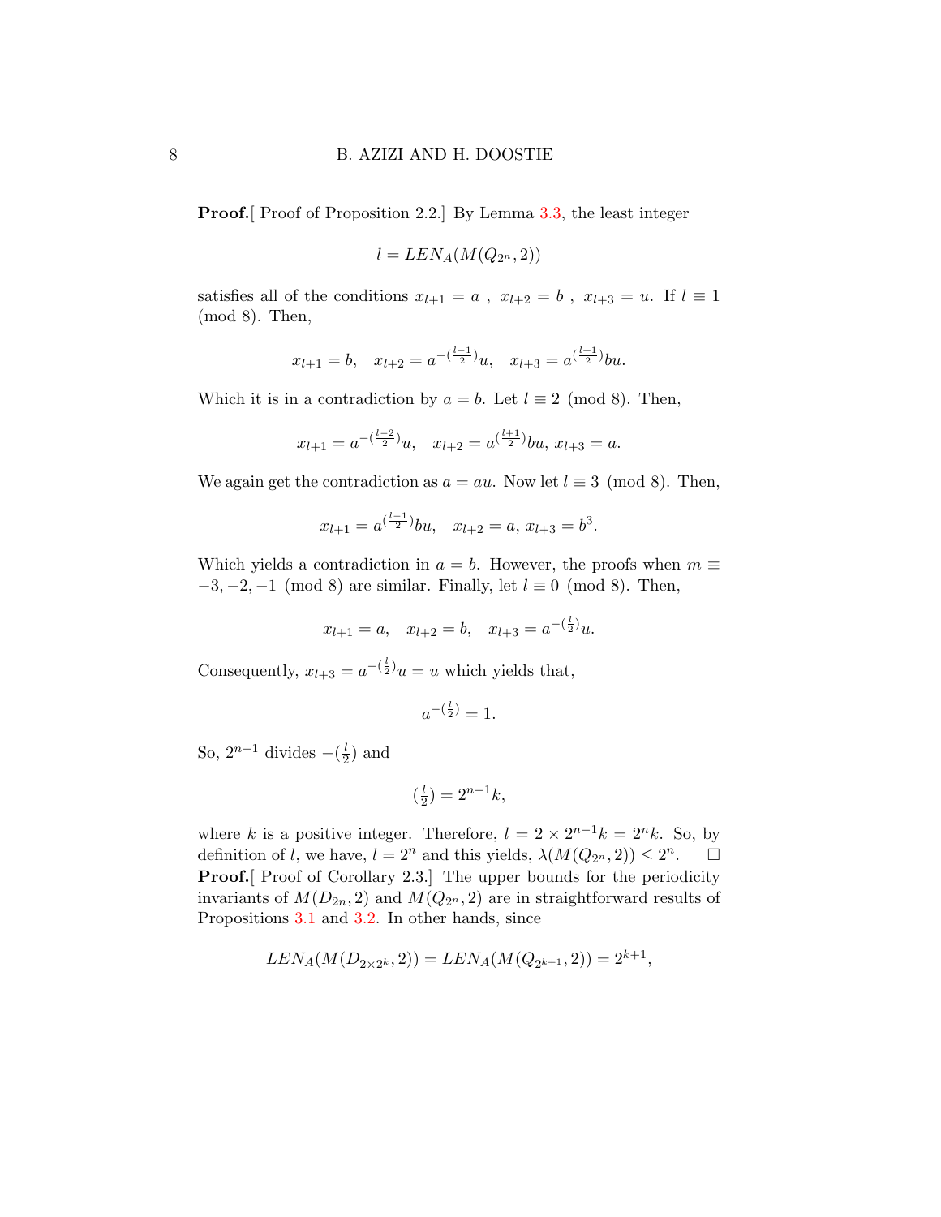**Proof.**[ Proof of Proposition 2.2.] By Lemma 3.3, the least integer

$$l = LEN_A(M(Q_{2^n}, 2))$$

satisfies all of the conditions $x_{l+1} = a$ , $x_{l+2} = b$ , $x_{l+3} = u$. If $l \equiv 1 \pmod 8$. Then,

$$x_{l+1} = b, \quad x_{l+2} = a^{-(\frac{l-1}{2})}u, \quad x_{l+3} = a^{(\frac{l+1}{2})}bu.$$

Which it is in a contradiction by $a = b$. Let $l \equiv 2 \pmod 8$. Then,

$$x_{l+1} = a^{-(\frac{l-2}{2})}u, \quad x_{l+2} = a^{(\frac{l+1}{2})}bu, \, x_{l+3} = a.$$

We again get the contradiction as $a = au$. Now let $l \equiv 3 \pmod 8$. Then,

$$x_{l+1} = a^{(\frac{l-1}{2})}bu, \quad x_{l+2} = a, \, x_{l+3} = b^3.$$

Which yields a contradiction in $a = b$. However, the proofs when $m \equiv -3, -2, -1 \pmod 8$ are similar. Finally, let $l \equiv 0 \pmod 8$. Then,

$$x_{l+1} = a, \quad x_{l+2} = b, \quad x_{l+3} = a^{-(\frac{l}{2})}u.$$

Consequently, $x_{l+3} = a^{-(\frac{l}{2})}u = u$ which yields that,

$$a^{-(\frac{l}{2})} = 1.$$

So, $2^{n-1}$ divides $-(\frac{l}{2})$ and

$$(\tfrac{l}{2}) = 2^{n-1}k,$$

where $k$ is a positive integer. Therefore, $l = 2 \times 2^{n-1}k = 2^n k$. So, by definition of $l$, we have, $l = 2^n$ and this yields, $\lambda(M(Q_{2^n}, 2)) \leq 2^n$. □

**Proof.**[ Proof of Corollary 2.3.] The upper bounds for the periodicity invariants of $M(D_{2n}, 2)$ and $M(Q_{2^n}, 2)$ are in straightforward results of Propositions 3.1 and 3.2. In other hands, since

$$LEN_A(M(D_{2\times 2^k}, 2)) = LEN_A(M(Q_{2^{k+1}}, 2)) = 2^{k+1},$$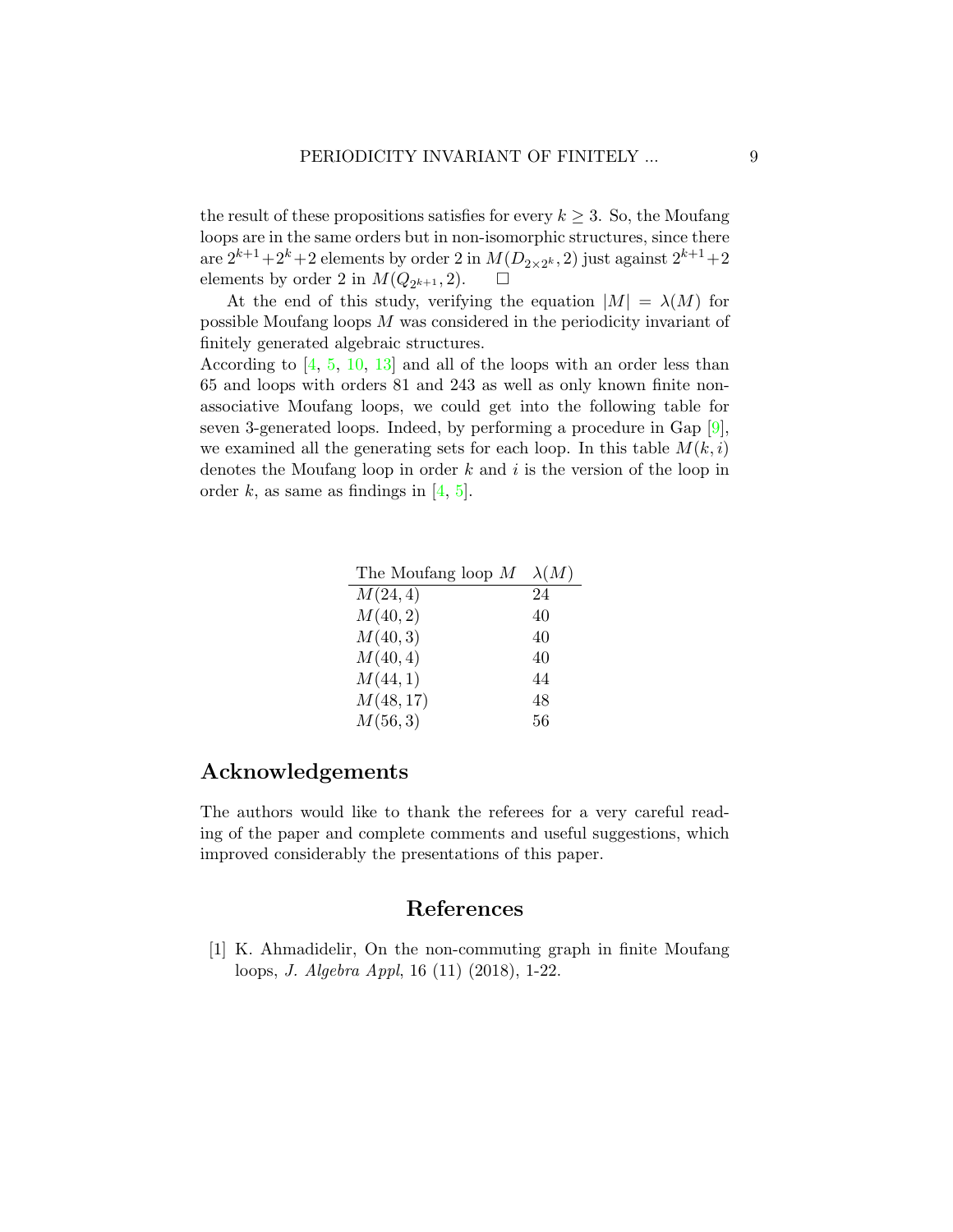the result of these propositions satisfies for every $k \geq 3$. So, the Moufang loops are in the same orders but in non-isomorphic structures, since there are $2^{k+1}+2^k+2$ elements by order 2 in $M(D_{2\times 2^k}, 2)$ just against $2^{k+1}+2$ elements by order 2 in $M(Q_{2^{k+1}}, 2)$. $\square$

At the end of this study, verifying the equation $|M| = \lambda(M)$ for possible Moufang loops $M$ was considered in the periodicity invariant of finitely generated algebraic structures.
According to [4, 5, 10, 13] and all of the loops with an order less than 65 and loops with orders 81 and 243 as well as only known finite non-associative Moufang loops, we could get into the following table for seven 3-generated loops. Indeed, by performing a procedure in Gap [9], we examined all the generating sets for each loop. In this table $M(k, i)$ denotes the Moufang loop in order $k$ and $i$ is the version of the loop in order $k$, as same as findings in [4, 5].

| The Moufang loop $M$ | $\lambda(M)$ |
|---|---|
| $M(24, 4)$ | 24 |
| $M(40, 2)$ | 40 |
| $M(40, 3)$ | 40 |
| $M(40, 4)$ | 40 |
| $M(44, 1)$ | 44 |
| $M(48, 17)$ | 48 |
| $M(56, 3)$ | 56 |

## Acknowledgements

The authors would like to thank the referees for a very careful reading of the paper and complete comments and useful suggestions, which improved considerably the presentations of this paper.

## References

[1] K. Ahmadidelir, On the non-commuting graph in finite Moufang loops, *J. Algebra Appl*, 16 (11) (2018), 1-22.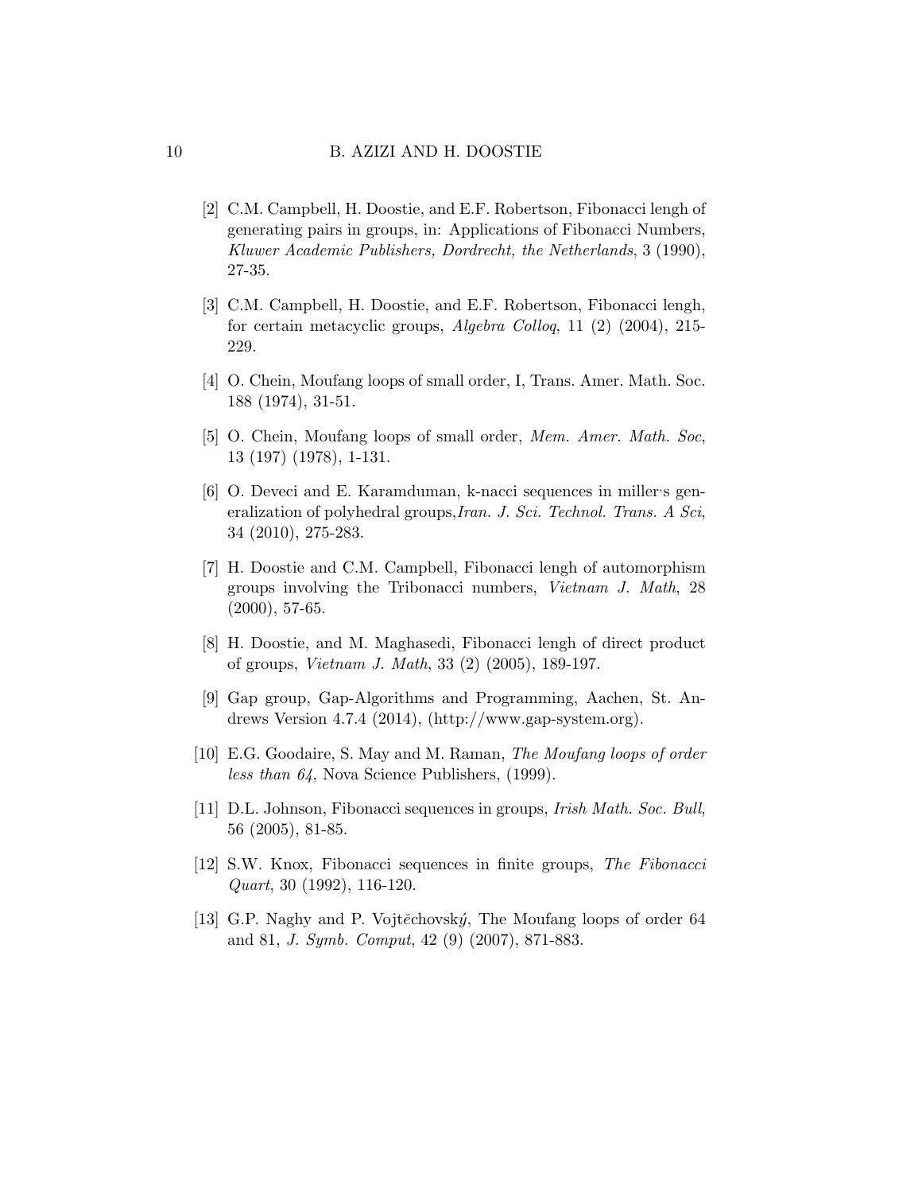[2] C.M. Campbell, H. Doostie, and E.F. Robertson, Fibonacci lengh of generating pairs in groups, in: Applications of Fibonacci Numbers, *Kluwer Academic Publishers, Dordrecht, the Netherlands*, 3 (1990), 27-35.

[3] C.M. Campbell, H. Doostie, and E.F. Robertson, Fibonacci lengh, for certain metacyclic groups, *Algebra Colloq*, 11 (2) (2004), 215-229.

[4] O. Chein, Moufang loops of small order, I, Trans. Amer. Math. Soc. 188 (1974), 31-51.

[5] O. Chein, Moufang loops of small order, *Mem. Amer. Math. Soc*, 13 (197) (1978), 1-131.

[6] O. Deveci and E. Karamduman, k-nacci sequences in miller's generalization of polyhedral groups, *Iran. J. Sci. Technol. Trans. A Sci*, 34 (2010), 275-283.

[7] H. Doostie and C.M. Campbell, Fibonacci lengh of automorphism groups involving the Tribonacci numbers, *Vietnam J. Math*, 28 (2000), 57-65.

[8] H. Doostie, and M. Maghasedi, Fibonacci lengh of direct product of groups, *Vietnam J. Math*, 33 (2) (2005), 189-197.

[9] Gap group, Gap-Algorithms and Programming, Aachen, St. Andrews Version 4.7.4 (2014), (http://www.gap-system.org).

[10] E.G. Goodaire, S. May and M. Raman, *The Moufang loops of order less than 64*, Nova Science Publishers, (1999).

[11] D.L. Johnson, Fibonacci sequences in groups, *Irish Math. Soc. Bull*, 56 (2005), 81-85.

[12] S.W. Knox, Fibonacci sequences in finite groups, *The Fibonacci Quart*, 30 (1992), 116-120.

[13] G.P. Naghy and P. Vojtěchovský, The Moufang loops of order 64 and 81, *J. Symb. Comput*, 42 (9) (2007), 871-883.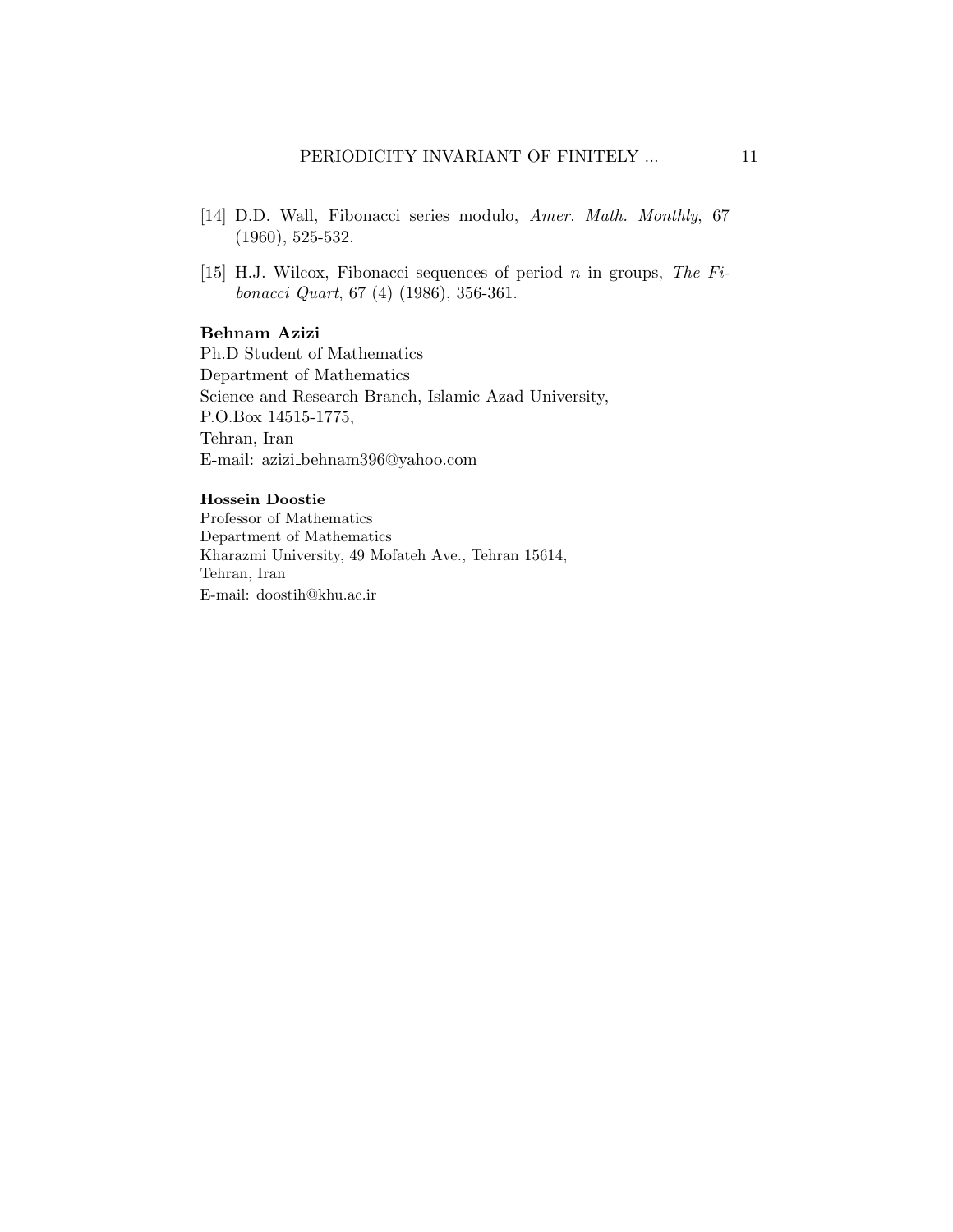[14] D.D. Wall, Fibonacci series modulo, *Amer. Math. Monthly*, 67 (1960), 525-532.

[15] H.J. Wilcox, Fibonacci sequences of period $n$ in groups, *The Fibonacci Quart*, 67 (4) (1986), 356-361.

**Behnam Azizi**
Ph.D Student of Mathematics
Department of Mathematics
Science and Research Branch, Islamic Azad University,
P.O.Box 14515-1775,
Tehran, Iran
E-mail: azizi_behnam396@yahoo.com

**Hossein Doostie**
Professor of Mathematics
Department of Mathematics
Kharazmi University, 49 Mofateh Ave., Tehran 15614,
Tehran, Iran
E-mail: doostih@khu.ac.ir